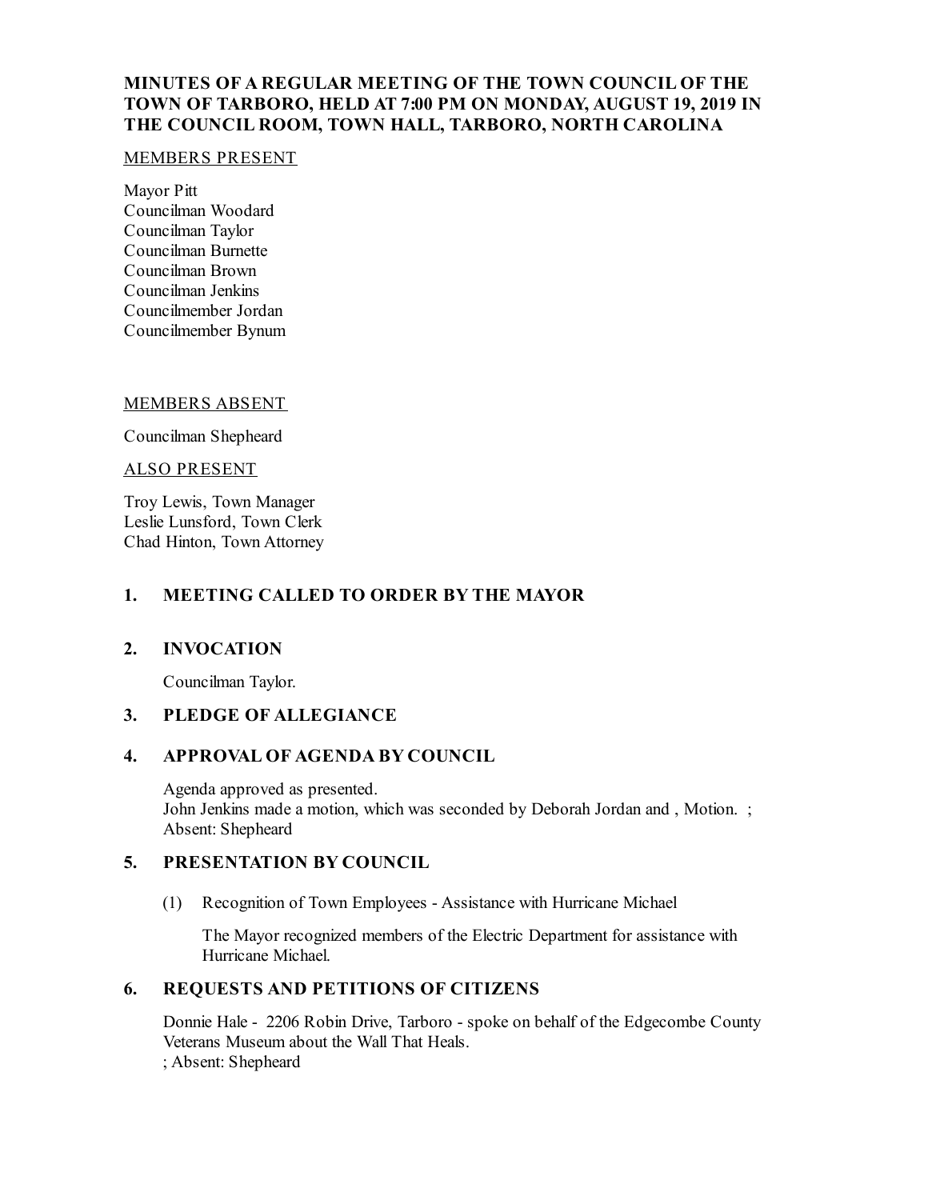**MINUTES OF A REGULAR MEETING OF THE TOWN COUNCIL OF THE TOWN OF TARBORO, HELD AT 7:00 PM ON MONDAY, AUGUST 19, 2019 IN THE COUNCIL ROOM, TOWN HALL, TARBORO, NORTH CAROLINA**

MEMBERS PRESENT

Mayor Pitt
Councilman Woodard
Councilman Taylor
Councilman Burnette
Councilman Brown
Councilman Jenkins
Councilmember Jordan
Councilmember Bynum

MEMBERS ABSENT

Councilman Shepheard

ALSO PRESENT

Troy Lewis, Town Manager
Leslie Lunsford, Town Clerk
Chad Hinton, Town Attorney

## 1. MEETING CALLED TO ORDER BY THE MAYOR

## 2. INVOCATION

Councilman Taylor.

## 3. PLEDGE OF ALLEGIANCE

## 4. APPROVAL OF AGENDA BY COUNCIL

Agenda approved as presented.
John Jenkins made a motion, which was seconded by Deborah Jordan and , Motion. ; Absent: Shepheard

## 5. PRESENTATION BY COUNCIL

(1) Recognition of Town Employees - Assistance with Hurricane Michael

The Mayor recognized members of the Electric Department for assistance with Hurricane Michael.

## 6. REQUESTS AND PETITIONS OF CITIZENS

Donnie Hale - 2206 Robin Drive, Tarboro - spoke on behalf of the Edgecombe County Veterans Museum about the Wall That Heals.
; Absent: Shepheard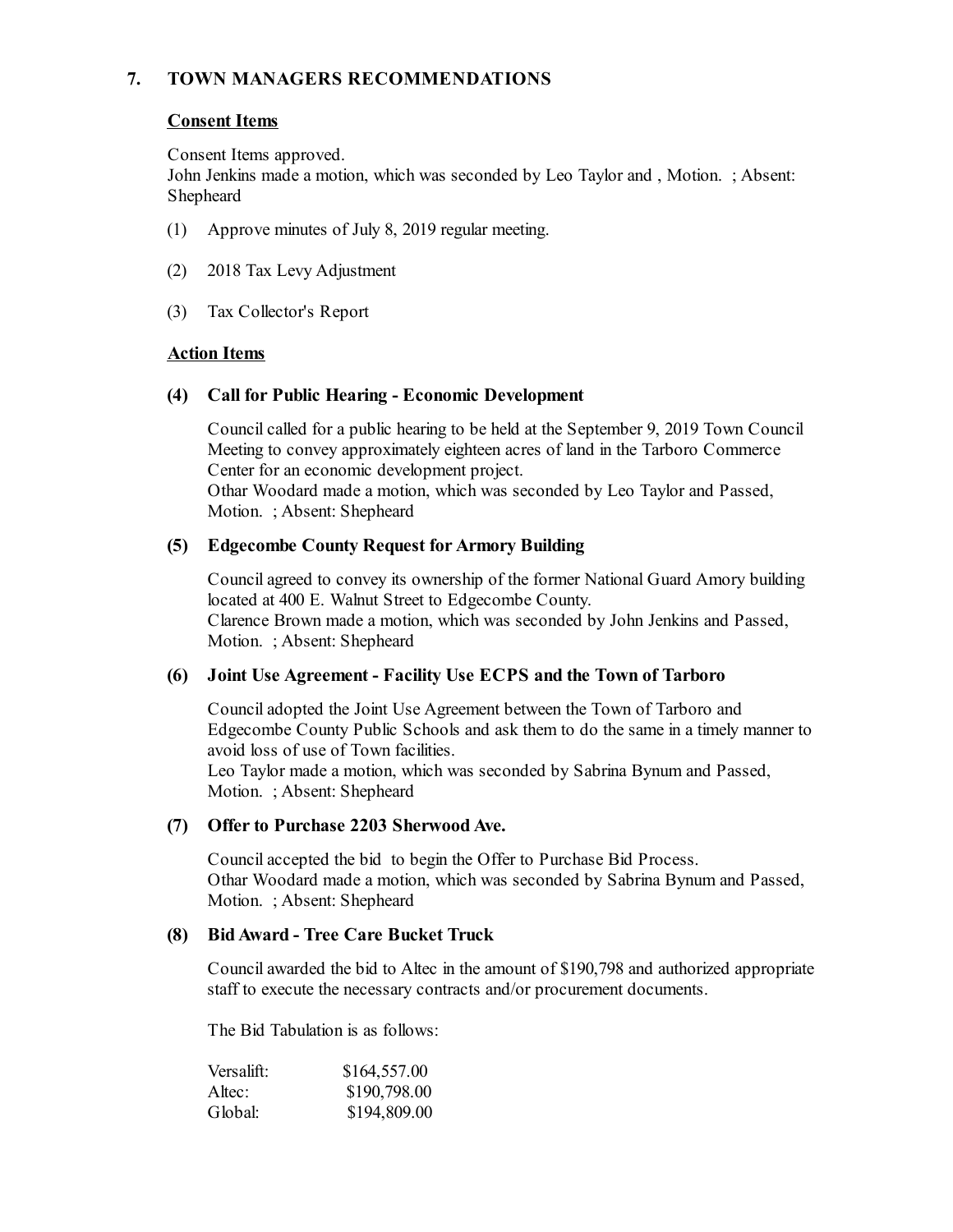## 7. TOWN MANAGERS RECOMMENDATIONS

### Consent Items

Consent Items approved.
John Jenkins made a motion, which was seconded by Leo Taylor and , Motion. ; Absent: Shepheard

(1) Approve minutes of July 8, 2019 regular meeting.

(2) 2018 Tax Levy Adjustment

(3) Tax Collector's Report

### Action Items

#### (4) Call for Public Hearing - Economic Development

Council called for a public hearing to be held at the September 9, 2019 Town Council Meeting to convey approximately eighteen acres of land in the Tarboro Commerce Center for an economic development project.
Othar Woodard made a motion, which was seconded by Leo Taylor and Passed, Motion. ; Absent: Shepheard

#### (5) Edgecombe County Request for Armory Building

Council agreed to convey its ownership of the former National Guard Amory building located at 400 E. Walnut Street to Edgecombe County.
Clarence Brown made a motion, which was seconded by John Jenkins and Passed, Motion. ; Absent: Shepheard

#### (6) Joint Use Agreement - Facility Use ECPS and the Town of Tarboro

Council adopted the Joint Use Agreement between the Town of Tarboro and Edgecombe County Public Schools and ask them to do the same in a timely manner to avoid loss of use of Town facilities.
Leo Taylor made a motion, which was seconded by Sabrina Bynum and Passed, Motion. ; Absent: Shepheard

#### (7) Offer to Purchase 2203 Sherwood Ave.

Council accepted the bid to begin the Offer to Purchase Bid Process.
Othar Woodard made a motion, which was seconded by Sabrina Bynum and Passed, Motion. ; Absent: Shepheard

#### (8) Bid Award - Tree Care Bucket Truck

Council awarded the bid to Altec in the amount of $190,798 and authorized appropriate staff to execute the necessary contracts and/or procurement documents.

The Bid Tabulation is as follows:

| | |
|---|---|
| Versalift: | $164,557.00 |
| Altec: | $190,798.00 |
| Global: | $194,809.00 |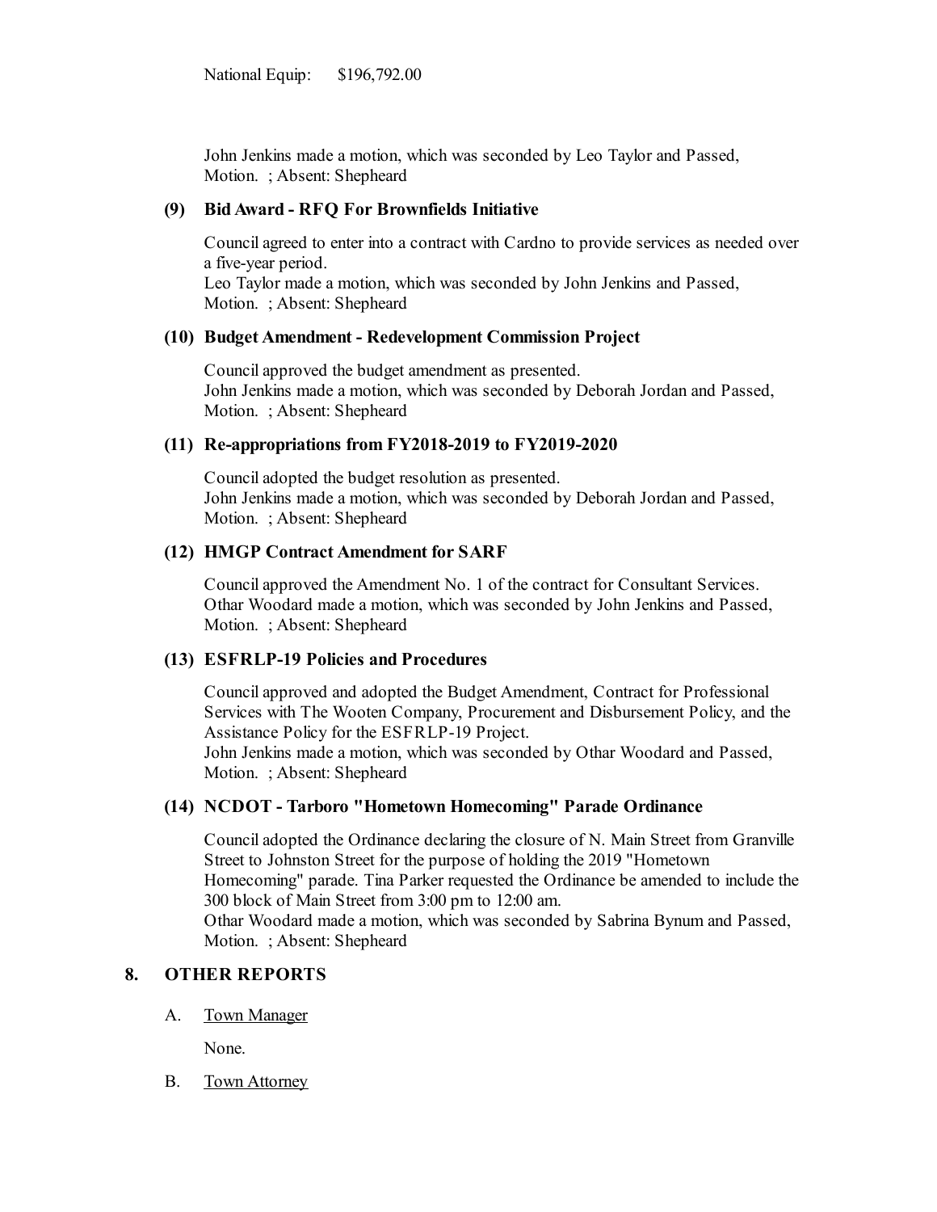National Equip: $196,792.00

John Jenkins made a motion, which was seconded by Leo Taylor and Passed, Motion. ; Absent: Shepheard

**(9) Bid Award - RFQ For Brownfields Initiative**

Council agreed to enter into a contract with Cardno to provide services as needed over a five-year period.
Leo Taylor made a motion, which was seconded by John Jenkins and Passed, Motion. ; Absent: Shepheard

**(10) Budget Amendment - Redevelopment Commission Project**

Council approved the budget amendment as presented.
John Jenkins made a motion, which was seconded by Deborah Jordan and Passed, Motion. ; Absent: Shepheard

**(11) Re-appropriations from FY2018-2019 to FY2019-2020**

Council adopted the budget resolution as presented.
John Jenkins made a motion, which was seconded by Deborah Jordan and Passed, Motion. ; Absent: Shepheard

**(12) HMGP Contract Amendment for SARF**

Council approved the Amendment No. 1 of the contract for Consultant Services.
Othar Woodard made a motion, which was seconded by John Jenkins and Passed, Motion. ; Absent: Shepheard

**(13) ESFRLP-19 Policies and Procedures**

Council approved and adopted the Budget Amendment, Contract for Professional Services with The Wooten Company, Procurement and Disbursement Policy, and the Assistance Policy for the ESFRLP-19 Project.
John Jenkins made a motion, which was seconded by Othar Woodard and Passed, Motion. ; Absent: Shepheard

**(14) NCDOT - Tarboro "Hometown Homecoming" Parade Ordinance**

Council adopted the Ordinance declaring the closure of N. Main Street from Granville Street to Johnston Street for the purpose of holding the 2019 "Hometown Homecoming" parade. Tina Parker requested the Ordinance be amended to include the 300 block of Main Street from 3:00 pm to 12:00 am.
Othar Woodard made a motion, which was seconded by Sabrina Bynum and Passed, Motion. ; Absent: Shepheard

## 8. OTHER REPORTS

A. Town Manager

None.

B. Town Attorney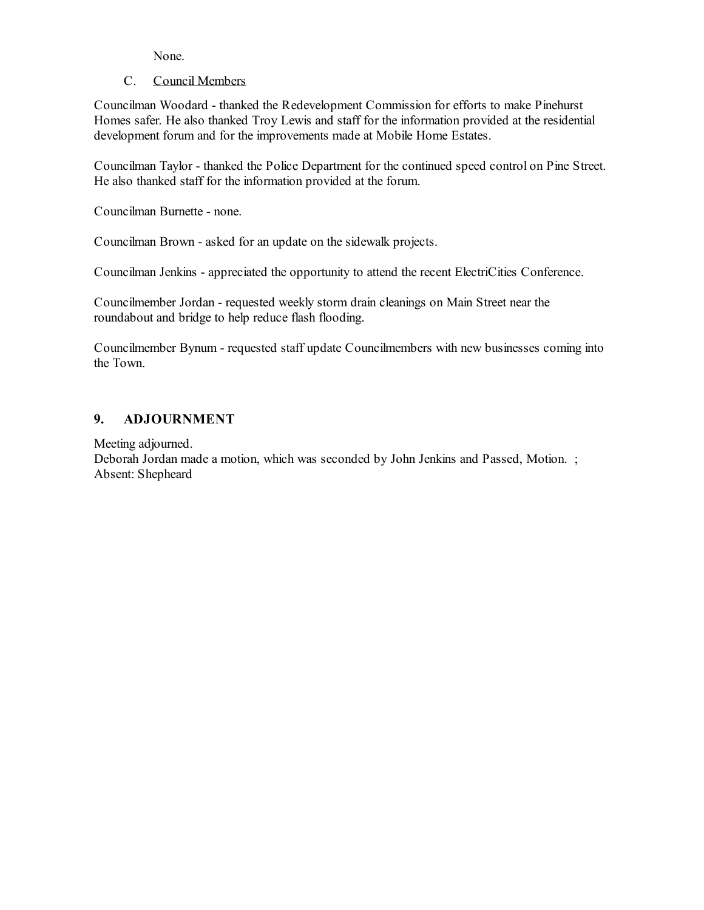None.

C. Council Members

Councilman Woodard - thanked the Redevelopment Commission for efforts to make Pinehurst Homes safer. He also thanked Troy Lewis and staff for the information provided at the residential development forum and for the improvements made at Mobile Home Estates.

Councilman Taylor - thanked the Police Department for the continued speed control on Pine Street. He also thanked staff for the information provided at the forum.

Councilman Burnette - none.

Councilman Brown - asked for an update on the sidewalk projects.

Councilman Jenkins - appreciated the opportunity to attend the recent ElectriCities Conference.

Councilmember Jordan - requested weekly storm drain cleanings on Main Street near the roundabout and bridge to help reduce flash flooding.

Councilmember Bynum - requested staff update Councilmembers with new businesses coming into the Town.

## 9. ADJOURNMENT

Meeting adjourned.
Deborah Jordan made a motion, which was seconded by John Jenkins and Passed, Motion. ;
Absent: Shepheard